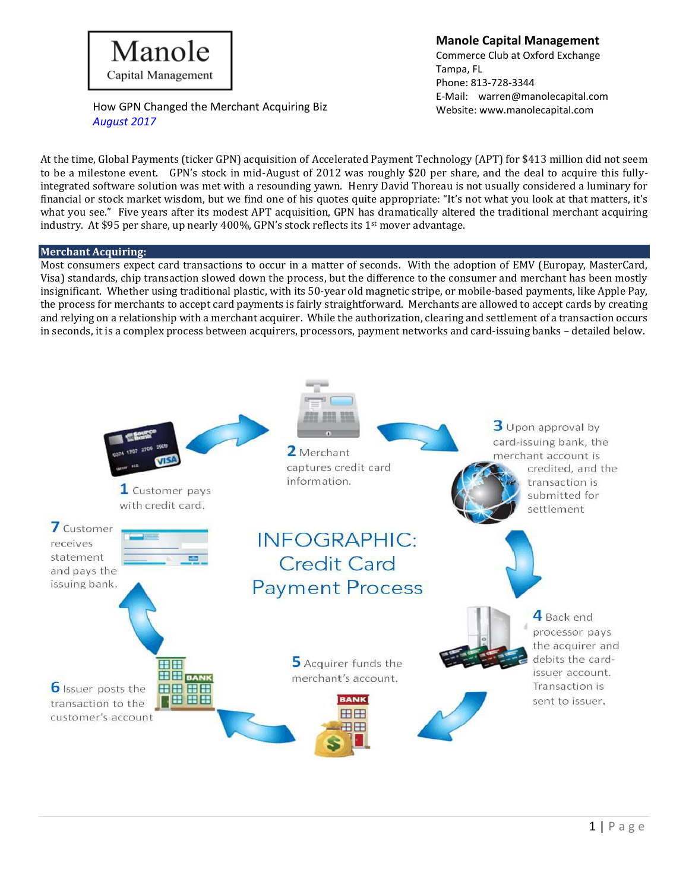# Manole Capital Management

**Manole Capital Management**
Commerce Club at Oxford Exchange
Tampa, FL
Phone: 813-728-3344
E-Mail: warren@manolecapital.com
Website: www.manolecapital.com

How GPN Changed the Merchant Acquiring Biz
*August 2017*

At the time, Global Payments (ticker GPN) acquisition of Accelerated Payment Technology (APT) for $413 million did not seem to be a milestone event. GPN's stock in mid-August of 2012 was roughly $20 per share, and the deal to acquire this fully-integrated software solution was met with a resounding yawn. Henry David Thoreau is not usually considered a luminary for financial or stock market wisdom, but we find one of his quotes quite appropriate: "It's not what you look at that matters, it's what you see." Five years after its modest APT acquisition, GPN has dramatically altered the traditional merchant acquiring industry. At $95 per share, up nearly 400%, GPN's stock reflects its 1st mover advantage.

## Merchant Acquiring:

Most consumers expect card transactions to occur in a matter of seconds. With the adoption of EMV (Europay, MasterCard, Visa) standards, chip transaction slowed down the process, but the difference to the consumer and merchant has been mostly insignificant. Whether using traditional plastic, with its 50-year old magnetic stripe, or mobile-based payments, like Apple Pay, the process for merchants to accept card payments is fairly straightforward. Merchants are allowed to accept cards by creating and relying on a relationship with a merchant acquirer. While the authorization, clearing and settlement of a transaction occurs in seconds, it is a complex process between acquirers, processors, payment networks and card-issuing banks – detailed below.

**INFOGRAPHIC: Credit Card Payment Process**

1. Customer pays with credit card.
2. Merchant captures credit card information.
3. Upon approval by card-issuing bank, the merchant account is credited, and the transaction is submitted for settlement
4. Back end processor pays the acquirer and debits the card-issuer account. Transaction is sent to issuer.
5. Acquirer funds the merchant's account.
6. Issuer posts the transaction to the customer's account
7. Customer receives statement and pays the issuing bank.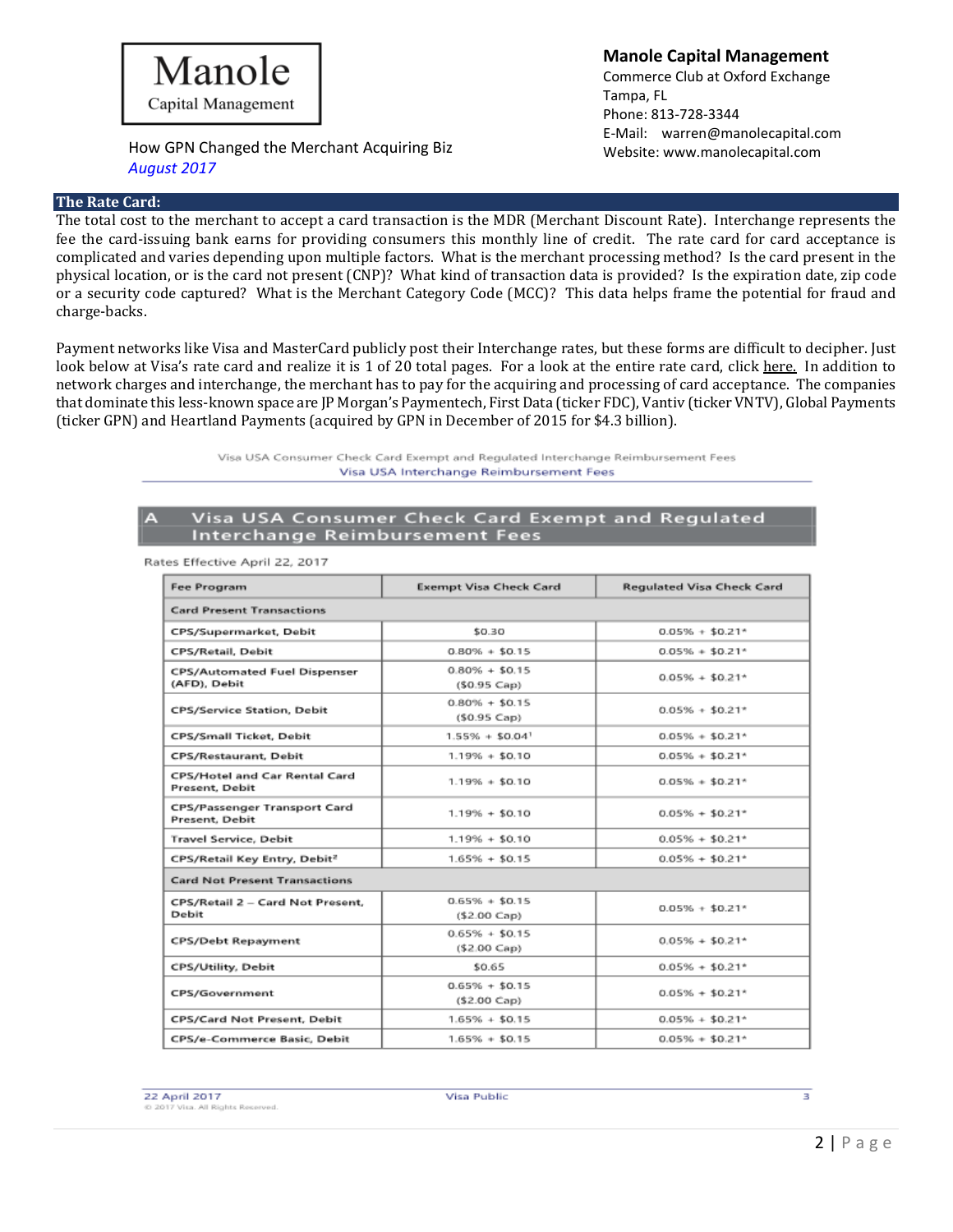## The Rate Card:

The total cost to the merchant to accept a card transaction is the MDR (Merchant Discount Rate). Interchange represents the fee the card-issuing bank earns for providing consumers this monthly line of credit. The rate card for card acceptance is complicated and varies depending upon multiple factors. What is the merchant processing method? Is the card present in the physical location, or is the card not present (CNP)? What kind of transaction data is provided? Is the expiration date, zip code or a security code captured? What is the Merchant Category Code (MCC)? This data helps frame the potential for fraud and charge-backs.

Payment networks like Visa and MasterCard publicly post their Interchange rates, but these forms are difficult to decipher. Just look below at Visa's rate card and realize it is 1 of 20 total pages. For a look at the entire rate card, click here. In addition to network charges and interchange, the merchant has to pay for the acquiring and processing of card acceptance. The companies that dominate this less-known space are JP Morgan's Paymentech, First Data (ticker FDC), Vantiv (ticker VNTV), Global Payments (ticker GPN) and Heartland Payments (acquired by GPN in December of 2015 for $4.3 billion).

Visa USA Consumer Check Card Exempt and Regulated Interchange Reimbursement Fees
Visa USA Interchange Reimbursement Fees

**A Visa USA Consumer Check Card Exempt and Regulated Interchange Reimbursement Fees**

Rates Effective April 22, 2017

| Fee Program | Exempt Visa Check Card | Regulated Visa Check Card |
|---|---|---|
| **Card Present Transactions** | | |
| CPS/Supermarket, Debit | $0.30 | 0.05% + $0.21* |
| CPS/Retail, Debit | 0.80% + $0.15 | 0.05% + $0.21* |
| CPS/Automated Fuel Dispenser (AFD), Debit | 0.80% + $0.15 ($0.95 Cap) | 0.05% + $0.21* |
| CPS/Service Station, Debit | 0.80% + $0.15 ($0.95 Cap) | 0.05% + $0.21* |
| CPS/Small Ticket, Debit | 1.55% + $0.04[1] | 0.05% + $0.21* |
| CPS/Restaurant, Debit | 1.19% + $0.10 | 0.05% + $0.21* |
| CPS/Hotel and Car Rental Card Present, Debit | 1.19% + $0.10 | 0.05% + $0.21* |
| CPS/Passenger Transport Card Present, Debit | 1.19% + $0.10 | 0.05% + $0.21* |
| Travel Service, Debit | 1.19% + $0.10 | 0.05% + $0.21* |
| CPS/Retail Key Entry, Debit[2] | 1.65% + $0.15 | 0.05% + $0.21* |
| **Card Not Present Transactions** | | |
| CPS/Retail 2 – Card Not Present, Debit | 0.65% + $0.15 ($2.00 Cap) | 0.05% + $0.21* |
| CPS/Debt Repayment | 0.65% + $0.15 ($2.00 Cap) | 0.05% + $0.21* |
| CPS/Utility, Debit | $0.65 | 0.05% + $0.21* |
| CPS/Government | 0.65% + $0.15 ($2.00 Cap) | 0.05% + $0.21* |
| CPS/Card Not Present, Debit | 1.65% + $0.15 | 0.05% + $0.21* |
| CPS/e-Commerce Basic, Debit | 1.65% + $0.15 | 0.05% + $0.21* |

22 April 2017 Visa Public 3
© 2017 Visa. All Rights Reserved.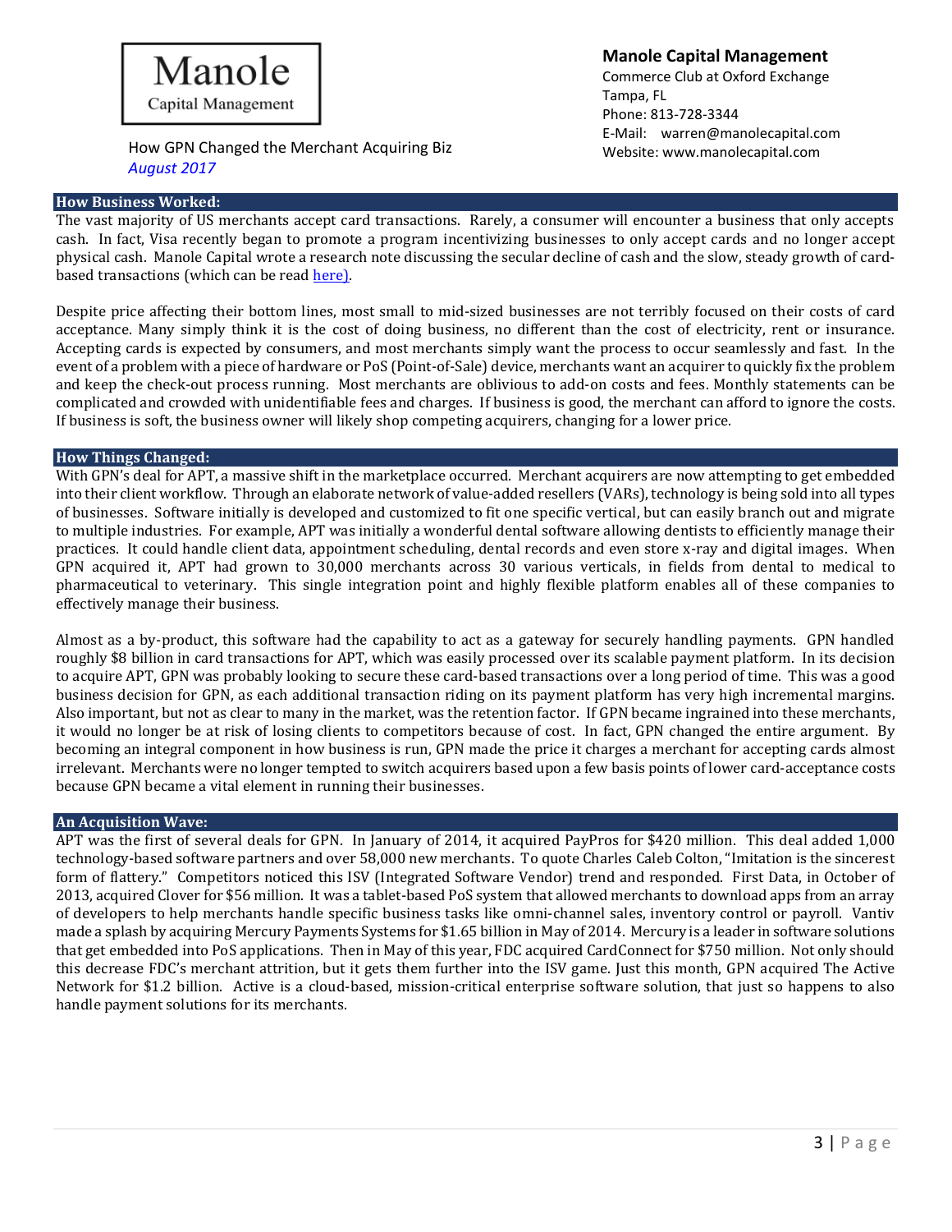## How Business Worked:

The vast majority of US merchants accept card transactions. Rarely, a consumer will encounter a business that only accepts cash. In fact, Visa recently began to promote a program incentivizing businesses to only accept cards and no longer accept physical cash. Manole Capital wrote a research note discussing the secular decline of cash and the slow, steady growth of card-based transactions (which can be read here).

Despite price affecting their bottom lines, most small to mid-sized businesses are not terribly focused on their costs of card acceptance. Many simply think it is the cost of doing business, no different than the cost of electricity, rent or insurance. Accepting cards is expected by consumers, and most merchants simply want the process to occur seamlessly and fast. In the event of a problem with a piece of hardware or PoS (Point-of-Sale) device, merchants want an acquirer to quickly fix the problem and keep the check-out process running. Most merchants are oblivious to add-on costs and fees. Monthly statements can be complicated and crowded with unidentifiable fees and charges. If business is good, the merchant can afford to ignore the costs. If business is soft, the business owner will likely shop competing acquirers, changing for a lower price.

## How Things Changed:

With GPN's deal for APT, a massive shift in the marketplace occurred. Merchant acquirers are now attempting to get embedded into their client workflow. Through an elaborate network of value-added resellers (VARs), technology is being sold into all types of businesses. Software initially is developed and customized to fit one specific vertical, but can easily branch out and migrate to multiple industries. For example, APT was initially a wonderful dental software allowing dentists to efficiently manage their practices. It could handle client data, appointment scheduling, dental records and even store x-ray and digital images. When GPN acquired it, APT had grown to 30,000 merchants across 30 various verticals, in fields from dental to medical to pharmaceutical to veterinary. This single integration point and highly flexible platform enables all of these companies to effectively manage their business.

Almost as a by-product, this software had the capability to act as a gateway for securely handling payments. GPN handled roughly $8 billion in card transactions for APT, which was easily processed over its scalable payment platform. In its decision to acquire APT, GPN was probably looking to secure these card-based transactions over a long period of time. This was a good business decision for GPN, as each additional transaction riding on its payment platform has very high incremental margins. Also important, but not as clear to many in the market, was the retention factor. If GPN became ingrained into these merchants, it would no longer be at risk of losing clients to competitors because of cost. In fact, GPN changed the entire argument. By becoming an integral component in how business is run, GPN made the price it charges a merchant for accepting cards almost irrelevant. Merchants were no longer tempted to switch acquirers based upon a few basis points of lower card-acceptance costs because GPN became a vital element in running their businesses.

## An Acquisition Wave:

APT was the first of several deals for GPN. In January of 2014, it acquired PayPros for $420 million. This deal added 1,000 technology-based software partners and over 58,000 new merchants. To quote Charles Caleb Colton, "Imitation is the sincerest form of flattery." Competitors noticed this ISV (Integrated Software Vendor) trend and responded. First Data, in October of 2013, acquired Clover for $56 million. It was a tablet-based PoS system that allowed merchants to download apps from an array of developers to help merchants handle specific business tasks like omni-channel sales, inventory control or payroll. Vantiv made a splash by acquiring Mercury Payments Systems for $1.65 billion in May of 2014. Mercury is a leader in software solutions that get embedded into PoS applications. Then in May of this year, FDC acquired CardConnect for $750 million. Not only should this decrease FDC's merchant attrition, but it gets them further into the ISV game. Just this month, GPN acquired The Active Network for $1.2 billion. Active is a cloud-based, mission-critical enterprise software solution, that just so happens to also handle payment solutions for its merchants.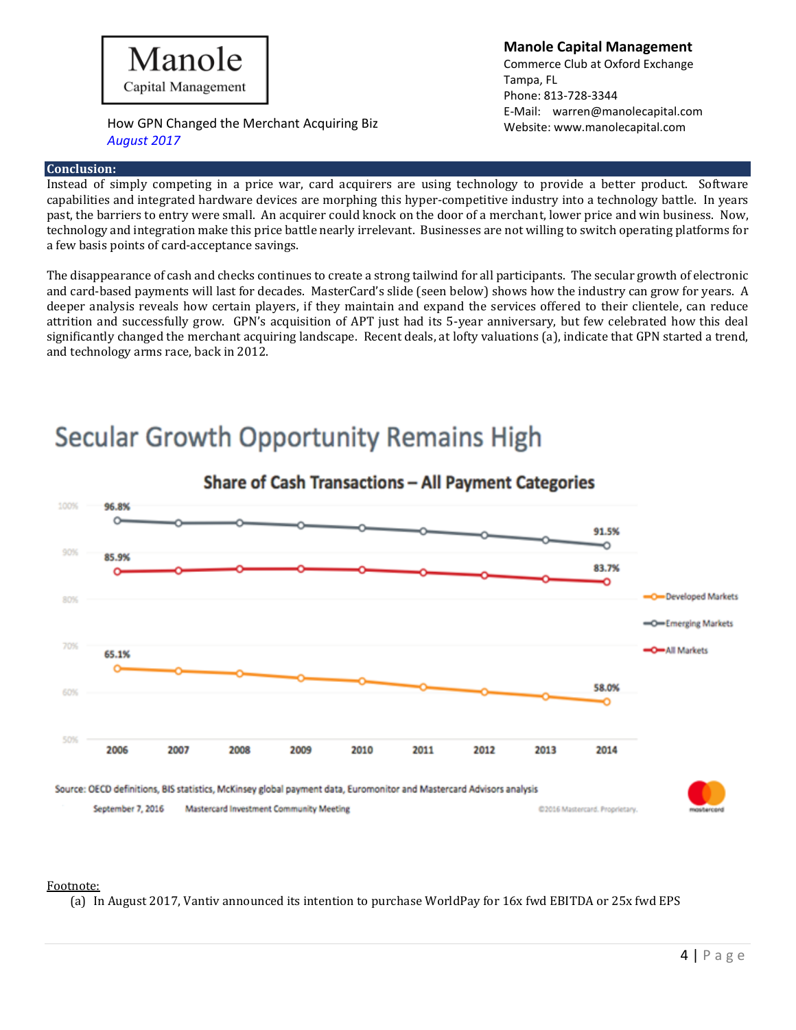## Conclusion:

Instead of simply competing in a price war, card acquirers are using technology to provide a better product. Software capabilities and integrated hardware devices are morphing this hyper-competitive industry into a technology battle. In years past, the barriers to entry were small. An acquirer could knock on the door of a merchant, lower price and win business. Now, technology and integration make this price battle nearly irrelevant. Businesses are not willing to switch operating platforms for a few basis points of card-acceptance savings.

The disappearance of cash and checks continues to create a strong tailwind for all participants. The secular growth of electronic and card-based payments will last for decades. MasterCard's slide (seen below) shows how the industry can grow for years. A deeper analysis reveals how certain players, if they maintain and expand the services offered to their clientele, can reduce attrition and successfully grow. GPN's acquisition of APT just had its 5-year anniversary, but few celebrated how this deal significantly changed the merchant acquiring landscape. Recent deals, at lofty valuations (a), indicate that GPN started a trend, and technology arms race, back in 2012.

**Secular Growth Opportunity Remains High**

**Share of Cash Transactions – All Payment Categories**

| Series | 2006 | 2014 |
|---|---|---|
| Emerging Markets | 96.8% | 91.5% |
| All Markets | 85.9% | 83.7% |
| Developed Markets | 65.1% | 58.0% |

Source: OECD definitions, BIS statistics, McKinsey global payment data, Euromonitor and Mastercard Advisors analysis

September 7, 2016 Mastercard Investment Community Meeting

Footnote:

(a) In August 2017, Vantiv announced its intention to purchase WorldPay for 16x fwd EBITDA or 25x fwd EPS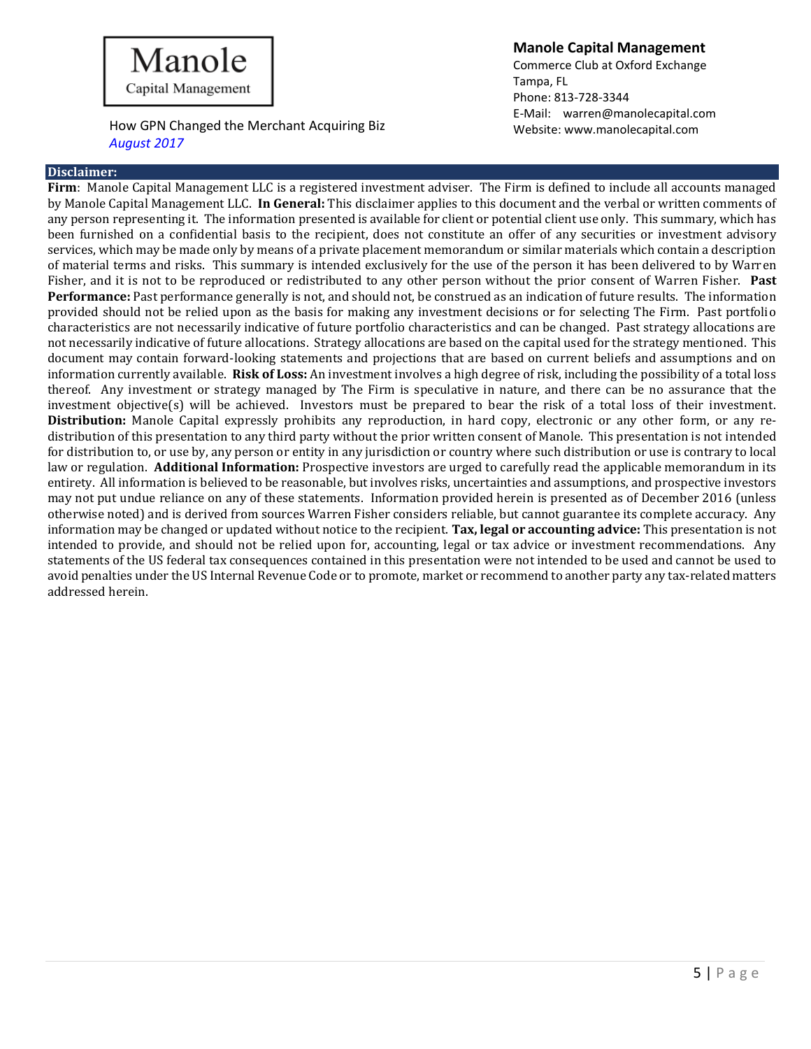## Disclaimer:

**Firm**: Manole Capital Management LLC is a registered investment adviser. The Firm is defined to include all accounts managed by Manole Capital Management LLC. **In General:** This disclaimer applies to this document and the verbal or written comments of any person representing it. The information presented is available for client or potential client use only. This summary, which has been furnished on a confidential basis to the recipient, does not constitute an offer of any securities or investment advisory services, which may be made only by means of a private placement memorandum or similar materials which contain a description of material terms and risks. This summary is intended exclusively for the use of the person it has been delivered to by Warren Fisher, and it is not to be reproduced or redistributed to any other person without the prior consent of Warren Fisher. **Past Performance:** Past performance generally is not, and should not, be construed as an indication of future results. The information provided should not be relied upon as the basis for making any investment decisions or for selecting The Firm. Past portfolio characteristics are not necessarily indicative of future portfolio characteristics and can be changed. Past strategy allocations are not necessarily indicative of future allocations. Strategy allocations are based on the capital used for the strategy mentioned. This document may contain forward-looking statements and projections that are based on current beliefs and assumptions and on information currently available. **Risk of Loss:** An investment involves a high degree of risk, including the possibility of a total loss thereof. Any investment or strategy managed by The Firm is speculative in nature, and there can be no assurance that the investment objective(s) will be achieved. Investors must be prepared to bear the risk of a total loss of their investment. **Distribution:** Manole Capital expressly prohibits any reproduction, in hard copy, electronic or any other form, or any re-distribution of this presentation to any third party without the prior written consent of Manole. This presentation is not intended for distribution to, or use by, any person or entity in any jurisdiction or country where such distribution or use is contrary to local law or regulation. **Additional Information:** Prospective investors are urged to carefully read the applicable memorandum in its entirety. All information is believed to be reasonable, but involves risks, uncertainties and assumptions, and prospective investors may not put undue reliance on any of these statements. Information provided herein is presented as of December 2016 (unless otherwise noted) and is derived from sources Warren Fisher considers reliable, but cannot guarantee its complete accuracy. Any information may be changed or updated without notice to the recipient. **Tax, legal or accounting advice:** This presentation is not intended to provide, and should not be relied upon for, accounting, legal or tax advice or investment recommendations. Any statements of the US federal tax consequences contained in this presentation were not intended to be used and cannot be used to avoid penalties under the US Internal Revenue Code or to promote, market or recommend to another party any tax-related matters addressed herein.